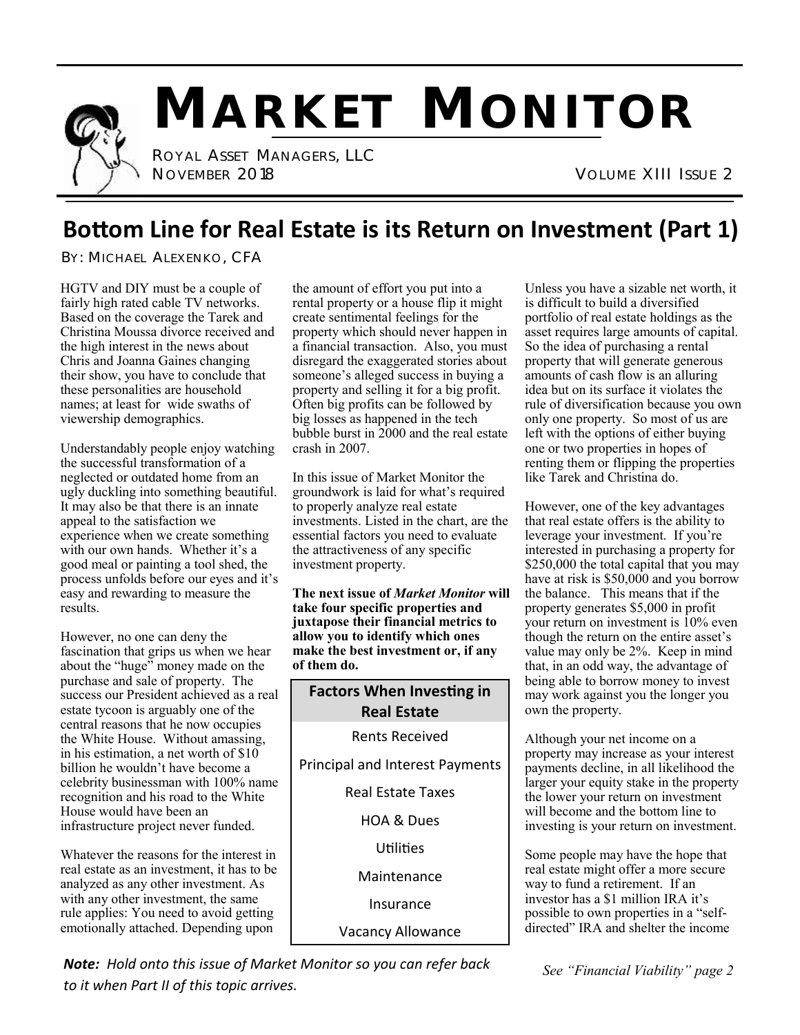# MARKET MONITOR

ROYAL ASSET MANAGERS, LLC
NOVEMBER 2018

VOLUME XIII ISSUE 2

## Bottom Line for Real Estate is its Return on Investment (Part 1)

BY: MICHAEL ALEXENKO, CFA

HGTV and DIY must be a couple of fairly high rated cable TV networks. Based on the coverage the Tarek and Christina Moussa divorce received and the high interest in the news about Chris and Joanna Gaines changing their show, you have to conclude that these personalities are household names; at least for wide swaths of viewership demographics.

Understandably people enjoy watching the successful transformation of a neglected or outdated home from an ugly duckling into something beautiful. It may also be that there is an innate appeal to the satisfaction we experience when we create something with our own hands. Whether it's a good meal or painting a tool shed, the process unfolds before our eyes and it's easy and rewarding to measure the results.

However, no one can deny the fascination that grips us when we hear about the "huge" money made on the purchase and sale of property. The success our President achieved as a real estate tycoon is arguably one of the central reasons that he now occupies the White House. Without amassing, in his estimation, a net worth of $10 billion he wouldn't have become a celebrity businessman with 100% name recognition and his road to the White House would have been an infrastructure project never funded.

Whatever the reasons for the interest in real estate as an investment, it has to be analyzed as any other investment. As with any other investment, the same rule applies: You need to avoid getting emotionally attached. Depending upon the amount of effort you put into a rental property or a house flip it might create sentimental feelings for the property which should never happen in a financial transaction. Also, you must disregard the exaggerated stories about someone's alleged success in buying a property and selling it for a big profit. Often big profits can be followed by big losses as happened in the tech bubble burst in 2000 and the real estate crash in 2007.

In this issue of Market Monitor the groundwork is laid for what's required to properly analyze real estate investments. Listed in the chart, are the essential factors you need to evaluate the attractiveness of any specific investment property.

**The next issue of *Market Monitor* will take four specific properties and juxtapose their financial metrics to allow you to identify which ones make the best investment or, if any of them do.**

| Factors When Investing in Real Estate |
|---|
| Rents Received |
| Principal and Interest Payments |
| Real Estate Taxes |
| HOA & Dues |
| Utilities |
| Maintenance |
| Insurance |
| Vacancy Allowance |

Unless you have a sizable net worth, it is difficult to build a diversified portfolio of real estate holdings as the asset requires large amounts of capital. So the idea of purchasing a rental property that will generate generous amounts of cash flow is an alluring idea but on its surface it violates the rule of diversification because you own only one property. So most of us are left with the options of either buying one or two properties in hopes of renting them or flipping the properties like Tarek and Christina do.

However, one of the key advantages that real estate offers is the ability to leverage your investment. If you're interested in purchasing a property for $250,000 the total capital that you may have at risk is $50,000 and you borrow the balance. This means that if the property generates $5,000 in profit your return on investment is 10% even though the return on the entire asset's value may only be 2%. Keep in mind that, in an odd way, the advantage of being able to borrow money to invest may work against you the longer you own the property.

Although your net income on a property may increase as your interest payments decline, in all likelihood the larger your equity stake in the property the lower your return on investment will become and the bottom line to investing is your return on investment.

Some people may have the hope that real estate might offer a more secure way to fund a retirement. If an investor has a $1 million IRA it's possible to own properties in a "self-directed" IRA and shelter the income

*See "Financial Viability" page 2*

***Note:** Hold onto this issue of Market Monitor so you can refer back to it when Part II of this topic arrives.*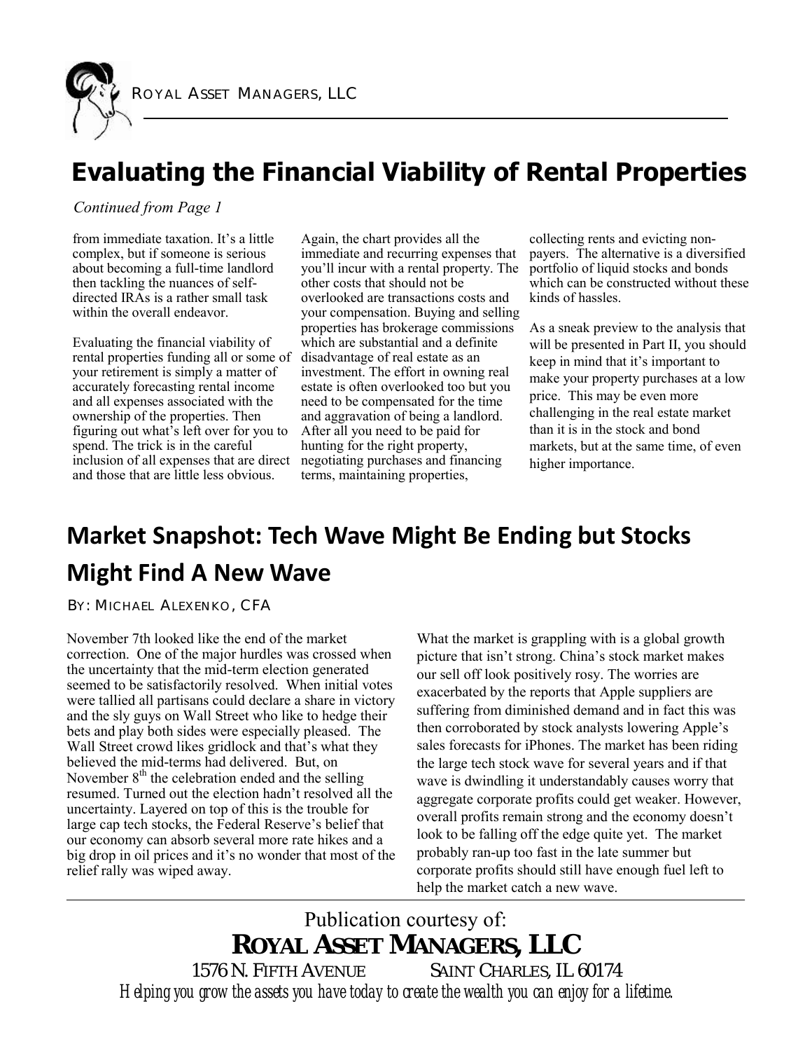Royal Asset Managers, LLC

# Evaluating the Financial Viability of Rental Properties

*Continued from Page 1*

from immediate taxation. It's a little complex, but if someone is serious about becoming a full-time landlord then tackling the nuances of self-directed IRAs is a rather small task within the overall endeavor.

Evaluating the financial viability of rental properties funding all or some of your retirement is simply a matter of accurately forecasting rental income and all expenses associated with the ownership of the properties. Then figuring out what's left over for you to spend. The trick is in the careful inclusion of all expenses that are direct and those that are little less obvious.

Again, the chart provides all the immediate and recurring expenses that you'll incur with a rental property. The other costs that should not be overlooked are transactions costs and your compensation. Buying and selling properties has brokerage commissions which are substantial and a definite disadvantage of real estate as an investment. The effort in owning real estate is often overlooked too but you need to be compensated for the time and aggravation of being a landlord. After all you need to be paid for hunting for the right property, negotiating purchases and financing terms, maintaining properties, collecting rents and evicting non-payers. The alternative is a diversified portfolio of liquid stocks and bonds which can be constructed without these kinds of hassles.

As a sneak preview to the analysis that will be presented in Part II, you should keep in mind that it's important to make your property purchases at a low price. This may be even more challenging in the real estate market than it is in the stock and bond markets, but at the same time, of even higher importance.

# Market Snapshot: Tech Wave Might Be Ending but Stocks Might Find A New Wave

By: Michael Alexenko, CFA

November 7th looked like the end of the market correction. One of the major hurdles was crossed when the uncertainty that the mid-term election generated seemed to be satisfactorily resolved. When initial votes were tallied all partisans could declare a share in victory and the sly guys on Wall Street who like to hedge their bets and play both sides were especially pleased. The Wall Street crowd likes gridlock and that's what they believed the mid-terms had delivered. But, on November 8th the celebration ended and the selling resumed. Turned out the election hadn't resolved all the uncertainty. Layered on top of this is the trouble for large cap tech stocks, the Federal Reserve's belief that our economy can absorb several more rate hikes and a big drop in oil prices and it's no wonder that most of the relief rally was wiped away.

What the market is grappling with is a global growth picture that isn't strong. China's stock market makes our sell off look positively rosy. The worries are exacerbated by the reports that Apple suppliers are suffering from diminished demand and in fact this was then corroborated by stock analysts lowering Apple's sales forecasts for iPhones. The market has been riding the large tech stock wave for several years and if that wave is dwindling it understandably causes worry that aggregate corporate profits could get weaker. However, overall profits remain strong and the economy doesn't look to be falling off the edge quite yet. The market probably ran-up too fast in the late summer but corporate profits should still have enough fuel left to help the market catch a new wave.

Publication courtesy of:

**Royal Asset Managers, LLC**

1576 N. Fifth Avenue Saint Charles, IL 60174

*Helping you grow the assets you have today to create the wealth you can enjoy for a lifetime.*